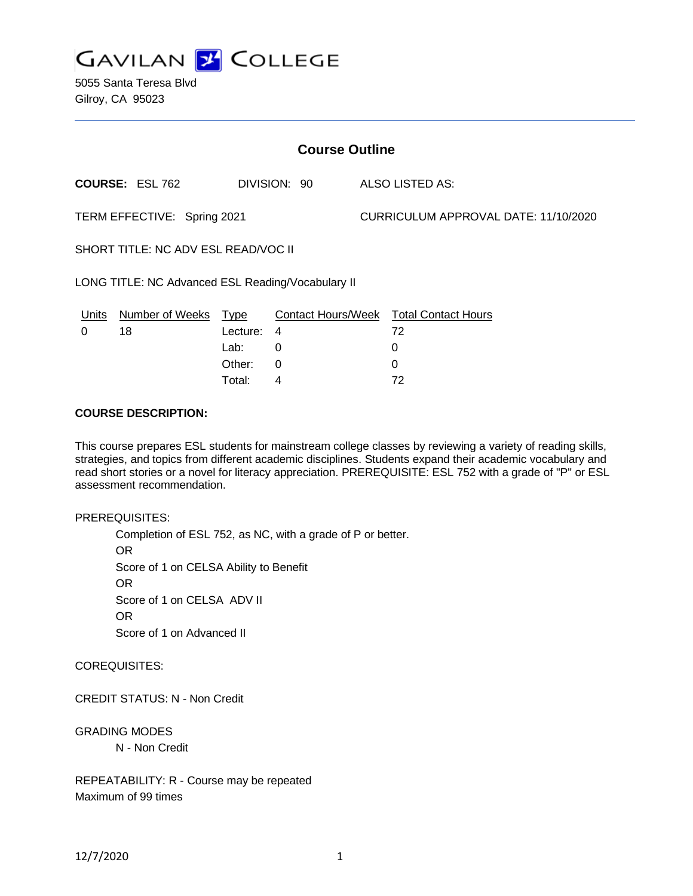GAVILAN COLLEGE

5055 Santa Teresa Blvd
Gilroy, CA 95023

## Course Outline

**COURSE:** ESL 762 DIVISION: 90 ALSO LISTED AS:

TERM EFFECTIVE: Spring 2021 CURRICULUM APPROVAL DATE: 11/10/2020

SHORT TITLE: NC ADV ESL READ/VOC II

LONG TITLE: NC Advanced ESL Reading/Vocabulary II

| Units | Number of Weeks | Type | Contact Hours/Week | Total Contact Hours |
|---|---|---|---|---|
| 0 | 18 | Lecture: | 4 | 72 |
| | | Lab: | 0 | 0 |
| | | Other: | 0 | 0 |
| | | Total: | 4 | 72 |

**COURSE DESCRIPTION:**

This course prepares ESL students for mainstream college classes by reviewing a variety of reading skills, strategies, and topics from different academic disciplines. Students expand their academic vocabulary and read short stories or a novel for literacy appreciation. PREREQUISITE: ESL 752 with a grade of "P" or ESL assessment recommendation.

PREREQUISITES:

Completion of ESL 752, as NC, with a grade of P or better.
OR
Score of 1 on CELSA Ability to Benefit
OR
Score of 1 on CELSA ADV II
OR
Score of 1 on Advanced II

COREQUISITES:

CREDIT STATUS: N - Non Credit

GRADING MODES
N - Non Credit

REPEATABILITY: R - Course may be repeated
Maximum of 99 times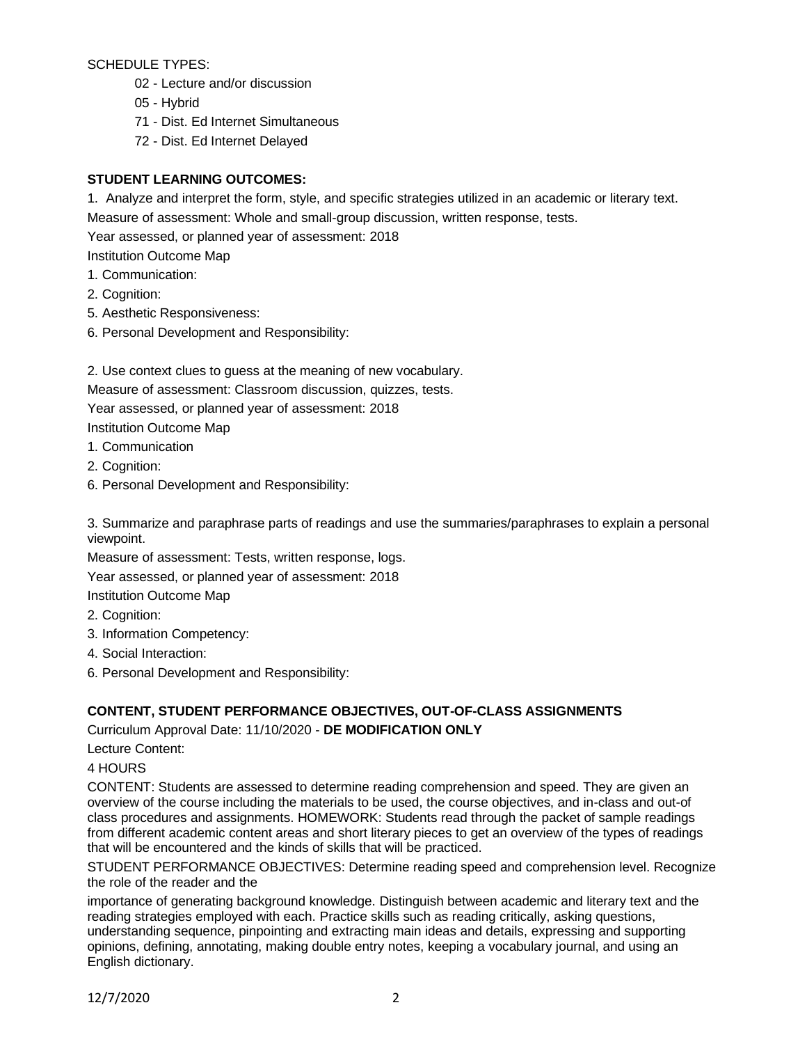SCHEDULE TYPES:

- 02 - Lecture and/or discussion
- 05 - Hybrid
- 71 - Dist. Ed Internet Simultaneous
- 72 - Dist. Ed Internet Delayed

**STUDENT LEARNING OUTCOMES:**

1. Analyze and interpret the form, style, and specific strategies utilized in an academic or literary text.

Measure of assessment: Whole and small-group discussion, written response, tests.

Year assessed, or planned year of assessment: 2018

Institution Outcome Map

1. Communication:
2. Cognition:
5. Aesthetic Responsiveness:
6. Personal Development and Responsibility:

2. Use context clues to guess at the meaning of new vocabulary.

Measure of assessment: Classroom discussion, quizzes, tests.

Year assessed, or planned year of assessment: 2018

Institution Outcome Map

1. Communication
2. Cognition:
6. Personal Development and Responsibility:

3. Summarize and paraphrase parts of readings and use the summaries/paraphrases to explain a personal viewpoint.

Measure of assessment: Tests, written response, logs.

Year assessed, or planned year of assessment: 2018

Institution Outcome Map

2. Cognition:
3. Information Competency:
4. Social Interaction:
6. Personal Development and Responsibility:

**CONTENT, STUDENT PERFORMANCE OBJECTIVES, OUT-OF-CLASS ASSIGNMENTS**

Curriculum Approval Date: 11/10/2020 - **DE MODIFICATION ONLY**

Lecture Content:

4 HOURS

CONTENT: Students are assessed to determine reading comprehension and speed. They are given an overview of the course including the materials to be used, the course objectives, and in-class and out-of class procedures and assignments. HOMEWORK: Students read through the packet of sample readings from different academic content areas and short literary pieces to get an overview of the types of readings that will be encountered and the kinds of skills that will be practiced.

STUDENT PERFORMANCE OBJECTIVES: Determine reading speed and comprehension level. Recognize the role of the reader and the

importance of generating background knowledge. Distinguish between academic and literary text and the reading strategies employed with each. Practice skills such as reading critically, asking questions, understanding sequence, pinpointing and extracting main ideas and details, expressing and supporting opinions, defining, annotating, making double entry notes, keeping a vocabulary journal, and using an English dictionary.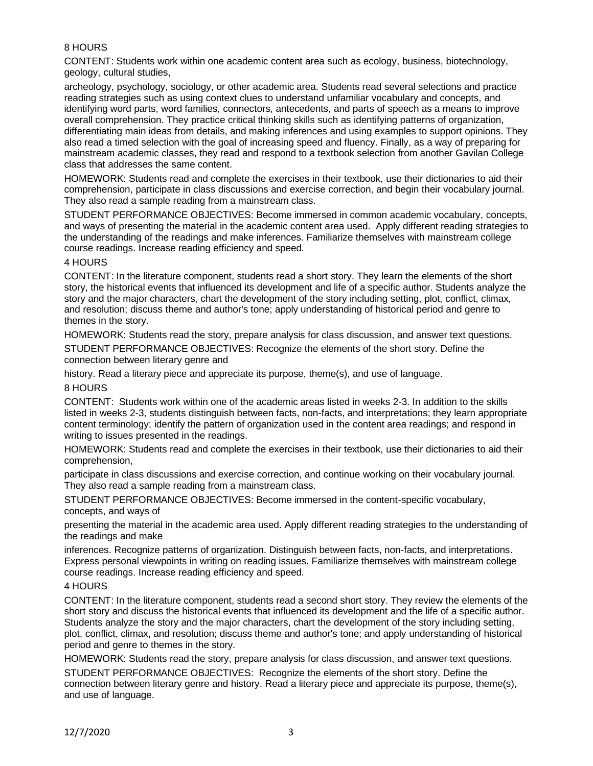8 HOURS

CONTENT: Students work within one academic content area such as ecology, business, biotechnology, geology, cultural studies,

archeology, psychology, sociology, or other academic area. Students read several selections and practice reading strategies such as using context clues to understand unfamiliar vocabulary and concepts, and identifying word parts, word families, connectors, antecedents, and parts of speech as a means to improve overall comprehension. They practice critical thinking skills such as identifying patterns of organization, differentiating main ideas from details, and making inferences and using examples to support opinions. They also read a timed selection with the goal of increasing speed and fluency. Finally, as a way of preparing for mainstream academic classes, they read and respond to a textbook selection from another Gavilan College class that addresses the same content.

HOMEWORK: Students read and complete the exercises in their textbook, use their dictionaries to aid their comprehension, participate in class discussions and exercise correction, and begin their vocabulary journal. They also read a sample reading from a mainstream class.

STUDENT PERFORMANCE OBJECTIVES: Become immersed in common academic vocabulary, concepts, and ways of presenting the material in the academic content area used. Apply different reading strategies to the understanding of the readings and make inferences. Familiarize themselves with mainstream college course readings. Increase reading efficiency and speed.

4 HOURS

CONTENT: In the literature component, students read a short story. They learn the elements of the short story, the historical events that influenced its development and life of a specific author. Students analyze the story and the major characters, chart the development of the story including setting, plot, conflict, climax, and resolution; discuss theme and author's tone; apply understanding of historical period and genre to themes in the story.

HOMEWORK: Students read the story, prepare analysis for class discussion, and answer text questions.

STUDENT PERFORMANCE OBJECTIVES: Recognize the elements of the short story. Define the connection between literary genre and

history. Read a literary piece and appreciate its purpose, theme(s), and use of language.

8 HOURS

CONTENT: Students work within one of the academic areas listed in weeks 2-3. In addition to the skills listed in weeks 2-3, students distinguish between facts, non-facts, and interpretations; they learn appropriate content terminology; identify the pattern of organization used in the content area readings; and respond in writing to issues presented in the readings.

HOMEWORK: Students read and complete the exercises in their textbook, use their dictionaries to aid their comprehension,

participate in class discussions and exercise correction, and continue working on their vocabulary journal. They also read a sample reading from a mainstream class.

STUDENT PERFORMANCE OBJECTIVES: Become immersed in the content-specific vocabulary, concepts, and ways of

presenting the material in the academic area used. Apply different reading strategies to the understanding of the readings and make

inferences. Recognize patterns of organization. Distinguish between facts, non-facts, and interpretations. Express personal viewpoints in writing on reading issues. Familiarize themselves with mainstream college course readings. Increase reading efficiency and speed.

4 HOURS

CONTENT: In the literature component, students read a second short story. They review the elements of the short story and discuss the historical events that influenced its development and the life of a specific author. Students analyze the story and the major characters, chart the development of the story including setting, plot, conflict, climax, and resolution; discuss theme and author's tone; and apply understanding of historical period and genre to themes in the story.

HOMEWORK: Students read the story, prepare analysis for class discussion, and answer text questions.

STUDENT PERFORMANCE OBJECTIVES: Recognize the elements of the short story. Define the connection between literary genre and history. Read a literary piece and appreciate its purpose, theme(s), and use of language.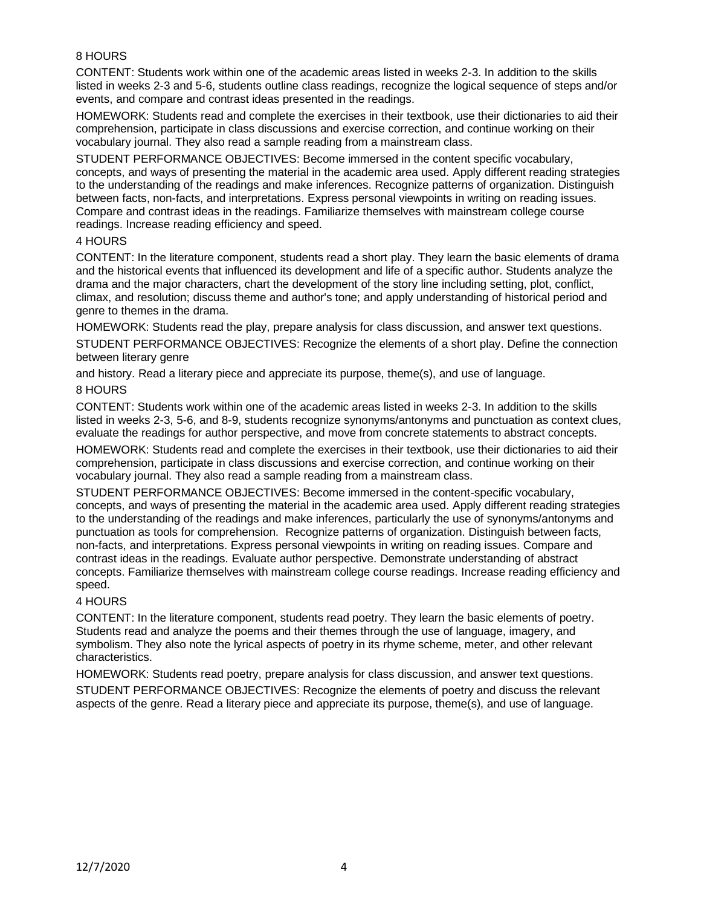8 HOURS

CONTENT: Students work within one of the academic areas listed in weeks 2-3. In addition to the skills listed in weeks 2-3 and 5-6, students outline class readings, recognize the logical sequence of steps and/or events, and compare and contrast ideas presented in the readings.

HOMEWORK: Students read and complete the exercises in their textbook, use their dictionaries to aid their comprehension, participate in class discussions and exercise correction, and continue working on their vocabulary journal. They also read a sample reading from a mainstream class.

STUDENT PERFORMANCE OBJECTIVES: Become immersed in the content specific vocabulary, concepts, and ways of presenting the material in the academic area used. Apply different reading strategies to the understanding of the readings and make inferences. Recognize patterns of organization. Distinguish between facts, non-facts, and interpretations. Express personal viewpoints in writing on reading issues. Compare and contrast ideas in the readings. Familiarize themselves with mainstream college course readings. Increase reading efficiency and speed.

4 HOURS

CONTENT: In the literature component, students read a short play. They learn the basic elements of drama and the historical events that influenced its development and life of a specific author. Students analyze the drama and the major characters, chart the development of the story line including setting, plot, conflict, climax, and resolution; discuss theme and author's tone; and apply understanding of historical period and genre to themes in the drama.

HOMEWORK: Students read the play, prepare analysis for class discussion, and answer text questions.

STUDENT PERFORMANCE OBJECTIVES: Recognize the elements of a short play. Define the connection between literary genre

and history. Read a literary piece and appreciate its purpose, theme(s), and use of language.

8 HOURS

CONTENT: Students work within one of the academic areas listed in weeks 2-3. In addition to the skills listed in weeks 2-3, 5-6, and 8-9, students recognize synonyms/antonyms and punctuation as context clues, evaluate the readings for author perspective, and move from concrete statements to abstract concepts.

HOMEWORK: Students read and complete the exercises in their textbook, use their dictionaries to aid their comprehension, participate in class discussions and exercise correction, and continue working on their vocabulary journal. They also read a sample reading from a mainstream class.

STUDENT PERFORMANCE OBJECTIVES: Become immersed in the content-specific vocabulary, concepts, and ways of presenting the material in the academic area used. Apply different reading strategies to the understanding of the readings and make inferences, particularly the use of synonyms/antonyms and punctuation as tools for comprehension. Recognize patterns of organization. Distinguish between facts, non-facts, and interpretations. Express personal viewpoints in writing on reading issues. Compare and contrast ideas in the readings. Evaluate author perspective. Demonstrate understanding of abstract concepts. Familiarize themselves with mainstream college course readings. Increase reading efficiency and speed.

4 HOURS

CONTENT: In the literature component, students read poetry. They learn the basic elements of poetry. Students read and analyze the poems and their themes through the use of language, imagery, and symbolism. They also note the lyrical aspects of poetry in its rhyme scheme, meter, and other relevant characteristics.

HOMEWORK: Students read poetry, prepare analysis for class discussion, and answer text questions.

STUDENT PERFORMANCE OBJECTIVES: Recognize the elements of poetry and discuss the relevant aspects of the genre. Read a literary piece and appreciate its purpose, theme(s), and use of language.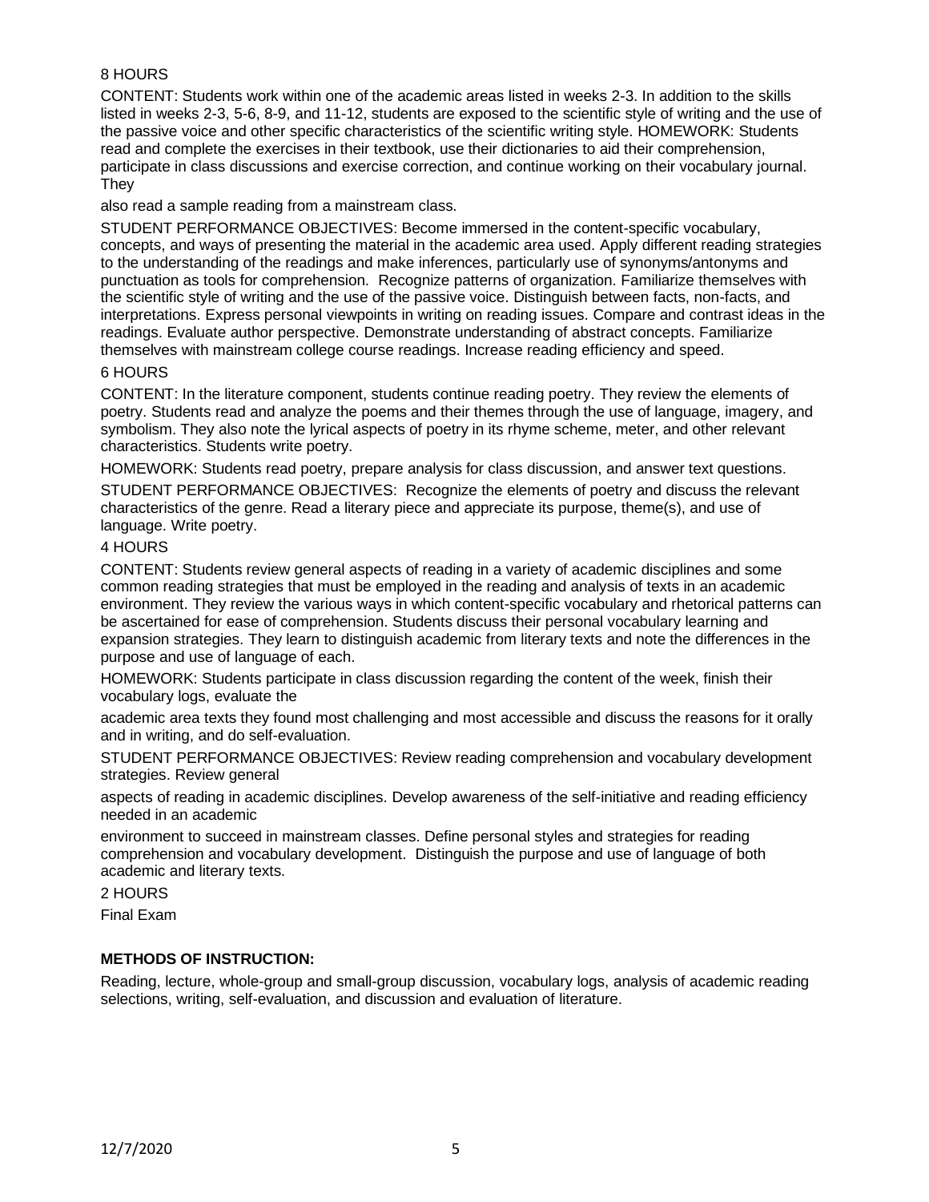8 HOURS

CONTENT: Students work within one of the academic areas listed in weeks 2-3. In addition to the skills listed in weeks 2-3, 5-6, 8-9, and 11-12, students are exposed to the scientific style of writing and the use of the passive voice and other specific characteristics of the scientific writing style. HOMEWORK: Students read and complete the exercises in their textbook, use their dictionaries to aid their comprehension, participate in class discussions and exercise correction, and continue working on their vocabulary journal. They also read a sample reading from a mainstream class.

STUDENT PERFORMANCE OBJECTIVES: Become immersed in the content-specific vocabulary, concepts, and ways of presenting the material in the academic area used. Apply different reading strategies to the understanding of the readings and make inferences, particularly use of synonyms/antonyms and punctuation as tools for comprehension. Recognize patterns of organization. Familiarize themselves with the scientific style of writing and the use of the passive voice. Distinguish between facts, non-facts, and interpretations. Express personal viewpoints in writing on reading issues. Compare and contrast ideas in the readings. Evaluate author perspective. Demonstrate understanding of abstract concepts. Familiarize themselves with mainstream college course readings. Increase reading efficiency and speed.

6 HOURS

CONTENT: In the literature component, students continue reading poetry. They review the elements of poetry. Students read and analyze the poems and their themes through the use of language, imagery, and symbolism. They also note the lyrical aspects of poetry in its rhyme scheme, meter, and other relevant characteristics. Students write poetry.

HOMEWORK: Students read poetry, prepare analysis for class discussion, and answer text questions.

STUDENT PERFORMANCE OBJECTIVES: Recognize the elements of poetry and discuss the relevant characteristics of the genre. Read a literary piece and appreciate its purpose, theme(s), and use of language. Write poetry.

4 HOURS

CONTENT: Students review general aspects of reading in a variety of academic disciplines and some common reading strategies that must be employed in the reading and analysis of texts in an academic environment. They review the various ways in which content-specific vocabulary and rhetorical patterns can be ascertained for ease of comprehension. Students discuss their personal vocabulary learning and expansion strategies. They learn to distinguish academic from literary texts and note the differences in the purpose and use of language of each.

HOMEWORK: Students participate in class discussion regarding the content of the week, finish their vocabulary logs, evaluate the academic area texts they found most challenging and most accessible and discuss the reasons for it orally and in writing, and do self-evaluation.

STUDENT PERFORMANCE OBJECTIVES: Review reading comprehension and vocabulary development strategies. Review general aspects of reading in academic disciplines. Develop awareness of the self-initiative and reading efficiency needed in an academic environment to succeed in mainstream classes. Define personal styles and strategies for reading comprehension and vocabulary development. Distinguish the purpose and use of language of both academic and literary texts.

2 HOURS

Final Exam

**METHODS OF INSTRUCTION:**

Reading, lecture, whole-group and small-group discussion, vocabulary logs, analysis of academic reading selections, writing, self-evaluation, and discussion and evaluation of literature.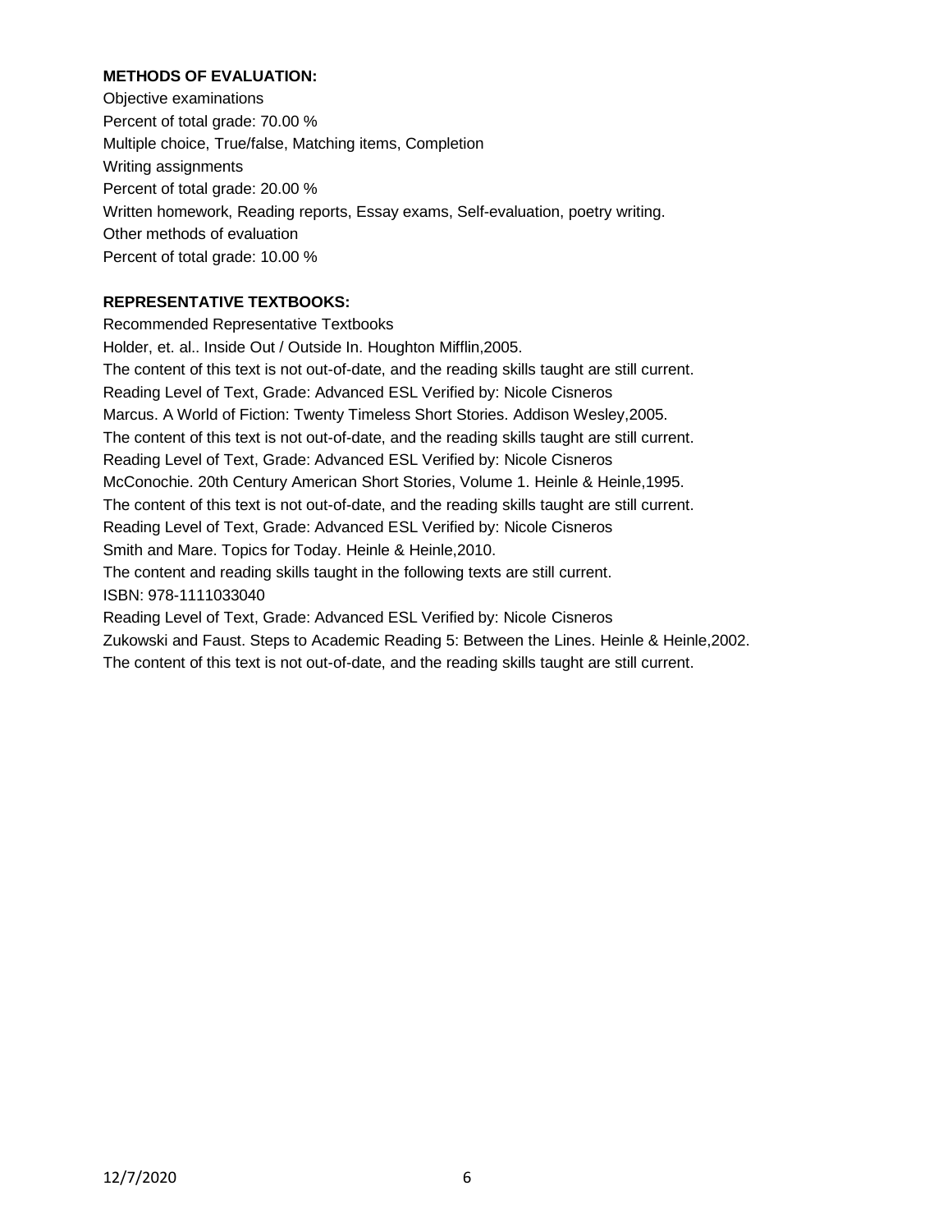**METHODS OF EVALUATION:**

Objective examinations
Percent of total grade: 70.00 %
Multiple choice, True/false, Matching items, Completion
Writing assignments
Percent of total grade: 20.00 %
Written homework, Reading reports, Essay exams, Self-evaluation, poetry writing.
Other methods of evaluation
Percent of total grade: 10.00 %

**REPRESENTATIVE TEXTBOOKS:**

Recommended Representative Textbooks
Holder, et. al.. Inside Out / Outside In. Houghton Mifflin,2005.
The content of this text is not out-of-date, and the reading skills taught are still current.
Reading Level of Text, Grade: Advanced ESL Verified by: Nicole Cisneros
Marcus. A World of Fiction: Twenty Timeless Short Stories. Addison Wesley,2005.
The content of this text is not out-of-date, and the reading skills taught are still current.
Reading Level of Text, Grade: Advanced ESL Verified by: Nicole Cisneros
McConochie. 20th Century American Short Stories, Volume 1. Heinle & Heinle,1995.
The content of this text is not out-of-date, and the reading skills taught are still current.
Reading Level of Text, Grade: Advanced ESL Verified by: Nicole Cisneros
Smith and Mare. Topics for Today. Heinle & Heinle,2010.
The content and reading skills taught in the following texts are still current.
ISBN: 978-1111033040
Reading Level of Text, Grade: Advanced ESL Verified by: Nicole Cisneros
Zukowski and Faust. Steps to Academic Reading 5: Between the Lines. Heinle & Heinle,2002.
The content of this text is not out-of-date, and the reading skills taught are still current.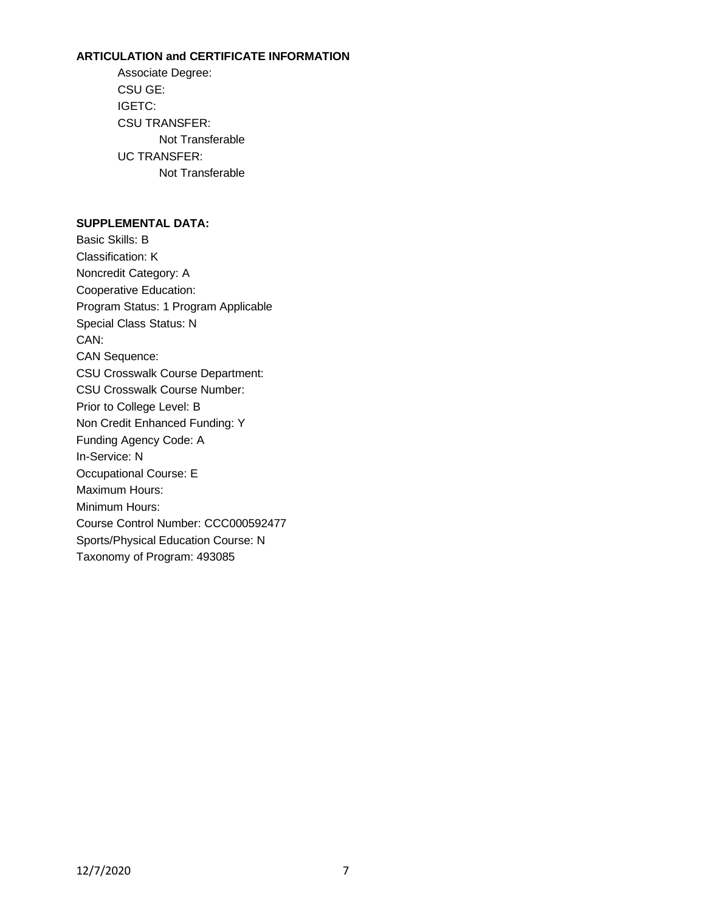**ARTICULATION and CERTIFICATE INFORMATION**

Associate Degree:

CSU GE:

IGETC:

CSU TRANSFER:

Not Transferable

UC TRANSFER:

Not Transferable

**SUPPLEMENTAL DATA:**

Basic Skills: B

Classification: K

Noncredit Category: A

Cooperative Education:

Program Status: 1 Program Applicable

Special Class Status: N

CAN:

CAN Sequence:

CSU Crosswalk Course Department:

CSU Crosswalk Course Number:

Prior to College Level: B

Non Credit Enhanced Funding: Y

Funding Agency Code: A

In-Service: N

Occupational Course: E

Maximum Hours:

Minimum Hours:

Course Control Number: CCC000592477

Sports/Physical Education Course: N

Taxonomy of Program: 493085